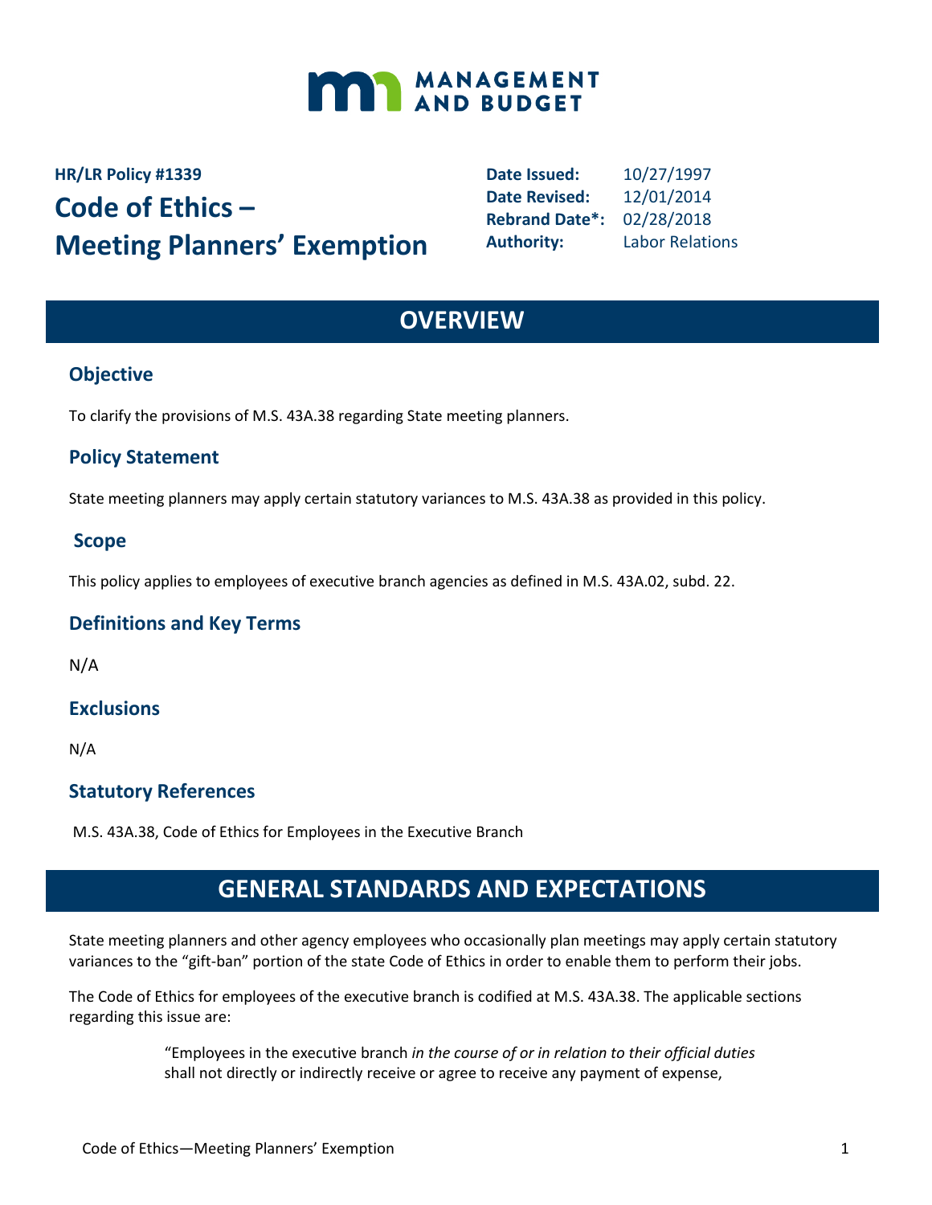MANAGEMENT AND BUDGET

**HR/LR Policy #1339**

# Code of Ethics – Meeting Planners' Exemption

**Date Issued:** 10/27/1997
**Date Revised:** 12/01/2014
**Rebrand Date*:** 02/28/2018
**Authority:** Labor Relations

## OVERVIEW

### Objective

To clarify the provisions of M.S. 43A.38 regarding State meeting planners.

### Policy Statement

State meeting planners may apply certain statutory variances to M.S. 43A.38 as provided in this policy.

### Scope

This policy applies to employees of executive branch agencies as defined in M.S. 43A.02, subd. 22.

### Definitions and Key Terms

N/A

### Exclusions

N/A

### Statutory References

M.S. 43A.38, Code of Ethics for Employees in the Executive Branch

## GENERAL STANDARDS AND EXPECTATIONS

State meeting planners and other agency employees who occasionally plan meetings may apply certain statutory variances to the "gift-ban" portion of the state Code of Ethics in order to enable them to perform their jobs.

The Code of Ethics for employees of the executive branch is codified at M.S. 43A.38. The applicable sections regarding this issue are:

> "Employees in the executive branch *in the course of or in relation to their official duties* shall not directly or indirectly receive or agree to receive any payment of expense,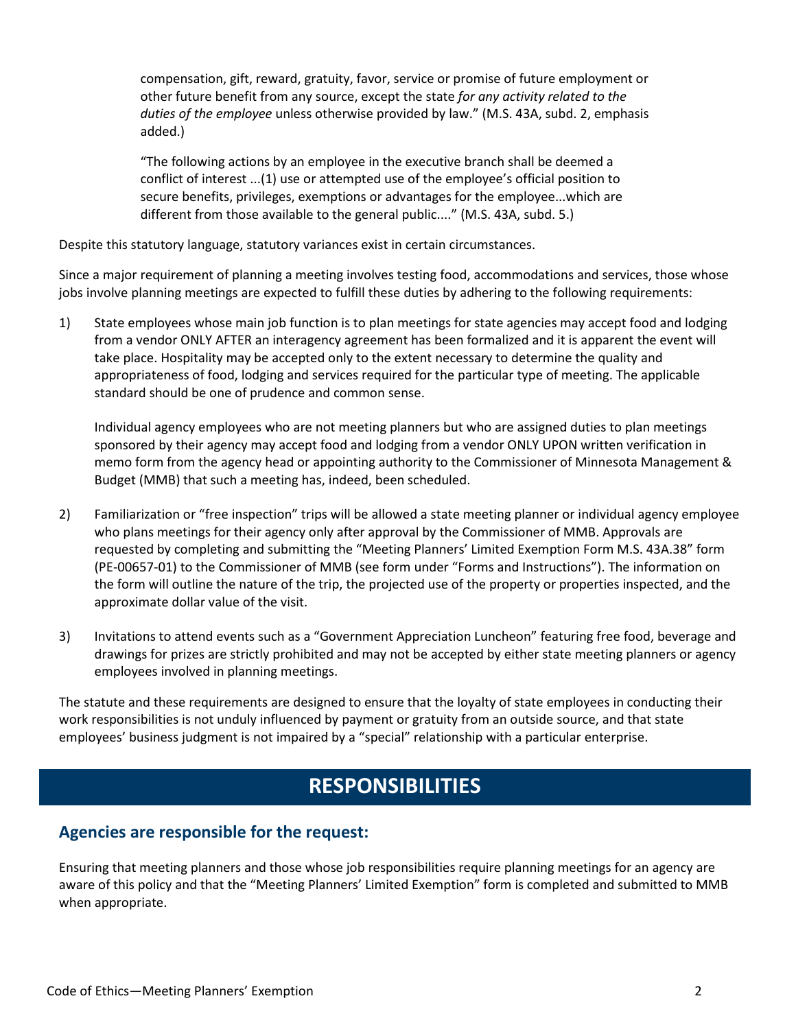> compensation, gift, reward, gratuity, favor, service or promise of future employment or other future benefit from any source, except the state *for any activity related to the duties of the employee* unless otherwise provided by law." (M.S. 43A, subd. 2, emphasis added.)
>
> "The following actions by an employee in the executive branch shall be deemed a conflict of interest ...(1) use or attempted use of the employee's official position to secure benefits, privileges, exemptions or advantages for the employee...which are different from those available to the general public...." (M.S. 43A, subd. 5.)

Despite this statutory language, statutory variances exist in certain circumstances.

Since a major requirement of planning a meeting involves testing food, accommodations and services, those whose jobs involve planning meetings are expected to fulfill these duties by adhering to the following requirements:

1) State employees whose main job function is to plan meetings for state agencies may accept food and lodging from a vendor ONLY AFTER an interagency agreement has been formalized and it is apparent the event will take place. Hospitality may be accepted only to the extent necessary to determine the quality and appropriateness of food, lodging and services required for the particular type of meeting. The applicable standard should be one of prudence and common sense.

   Individual agency employees who are not meeting planners but who are assigned duties to plan meetings sponsored by their agency may accept food and lodging from a vendor ONLY UPON written verification in memo form from the agency head or appointing authority to the Commissioner of Minnesota Management & Budget (MMB) that such a meeting has, indeed, been scheduled.

2) Familiarization or "free inspection" trips will be allowed a state meeting planner or individual agency employee who plans meetings for their agency only after approval by the Commissioner of MMB. Approvals are requested by completing and submitting the "Meeting Planners' Limited Exemption Form M.S. 43A.38" form (PE-00657-01) to the Commissioner of MMB (see form under "Forms and Instructions"). The information on the form will outline the nature of the trip, the projected use of the property or properties inspected, and the approximate dollar value of the visit.

3) Invitations to attend events such as a "Government Appreciation Luncheon" featuring free food, beverage and drawings for prizes are strictly prohibited and may not be accepted by either state meeting planners or agency employees involved in planning meetings.

The statute and these requirements are designed to ensure that the loyalty of state employees in conducting their work responsibilities is not unduly influenced by payment or gratuity from an outside source, and that state employees' business judgment is not impaired by a "special" relationship with a particular enterprise.

# RESPONSIBILITIES

## Agencies are responsible for the request:

Ensuring that meeting planners and those whose job responsibilities require planning meetings for an agency are aware of this policy and that the "Meeting Planners' Limited Exemption" form is completed and submitted to MMB when appropriate.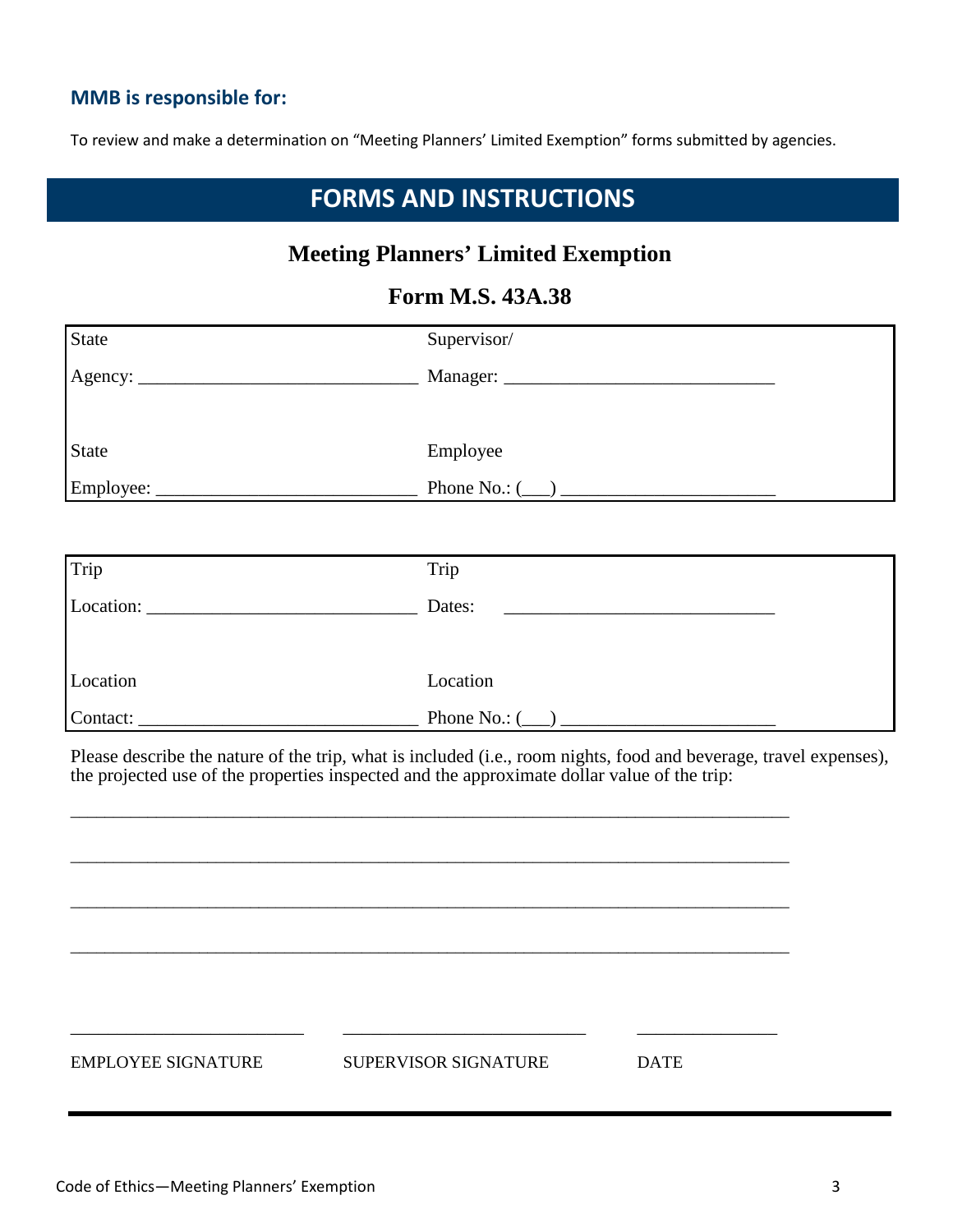### MMB is responsible for:

To review and make a determination on “Meeting Planners’ Limited Exemption” forms submitted by agencies.

## FORMS AND INSTRUCTIONS

### Meeting Planners’ Limited Exemption

### Form M.S. 43A.38

| | |
|---|---|
| State Agency: ______________________________ | Supervisor/ Manager: ______________________________ |
| State Employee: ____________________________ | Employee Phone No.: (___) ______________________ |

| | |
|---|---|
| Trip Location: _____________________________ | Trip Dates: ______________________________ |
| Location Contact: ___________________________ | Location Phone No.: (___) ______________________ |

Please describe the nature of the trip, what is included (i.e., room nights, food and beverage, travel expenses), the projected use of the properties inspected and the approximate dollar value of the trip:

_______________________________________________________________________________

_______________________________________________________________________________

_______________________________________________________________________________

_______________________________________________________________________________

_________________________ _________________________ _______________

EMPLOYEE SIGNATURE SUPERVISOR SIGNATURE DATE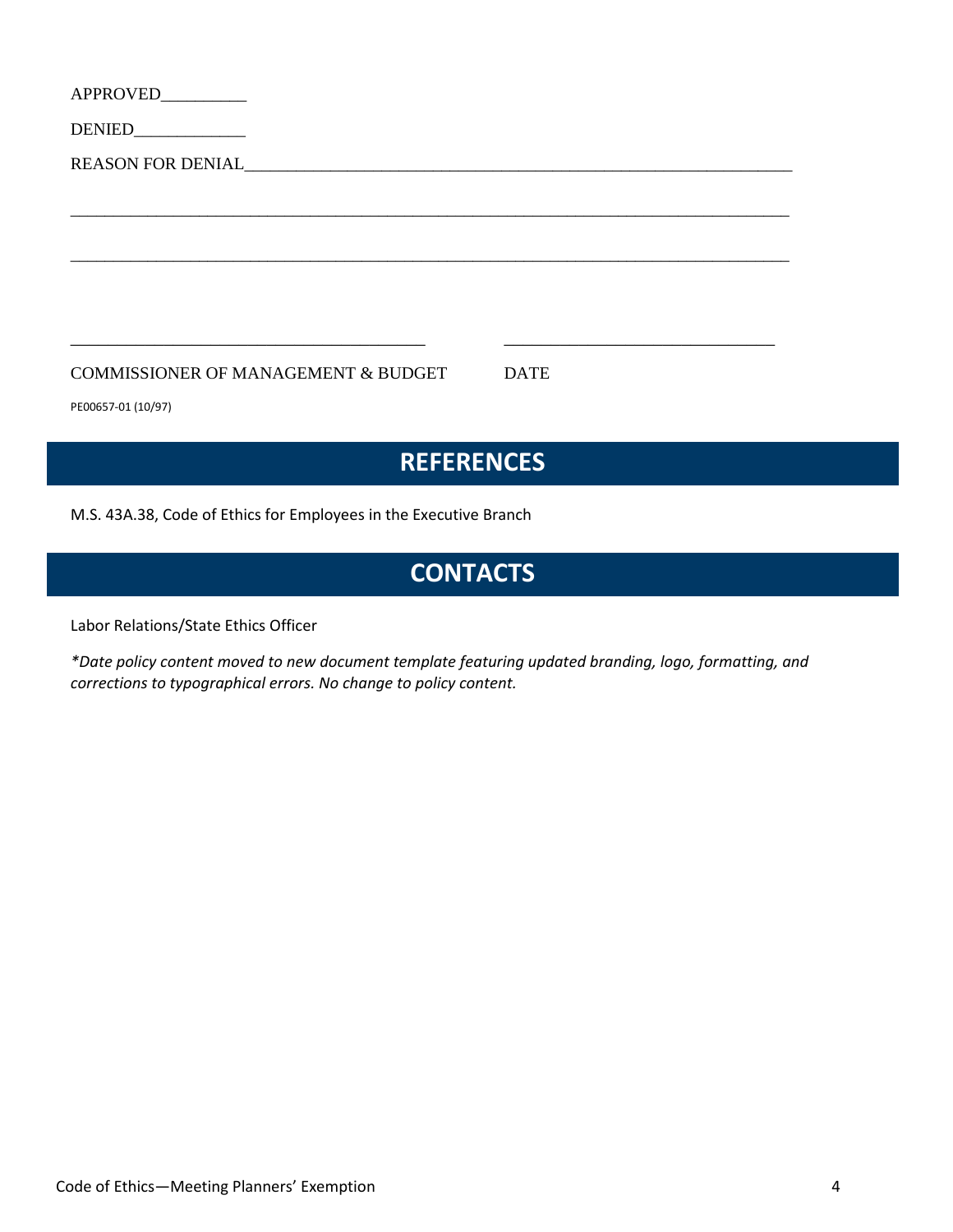APPROVED__________

DENIED_____________

REASON FOR DENIAL___________________________________________________________________

_____________________________________________________________________________________

_____________________________________________________________________________________

_________________________________________ ______________________________

COMMISSIONER OF MANAGEMENT & BUDGET DATE

PE00657-01 (10/97)

## REFERENCES

M.S. 43A.38, Code of Ethics for Employees in the Executive Branch

## CONTACTS

Labor Relations/State Ethics Officer

*\*Date policy content moved to new document template featuring updated branding, logo, formatting, and corrections to typographical errors. No change to policy content.*